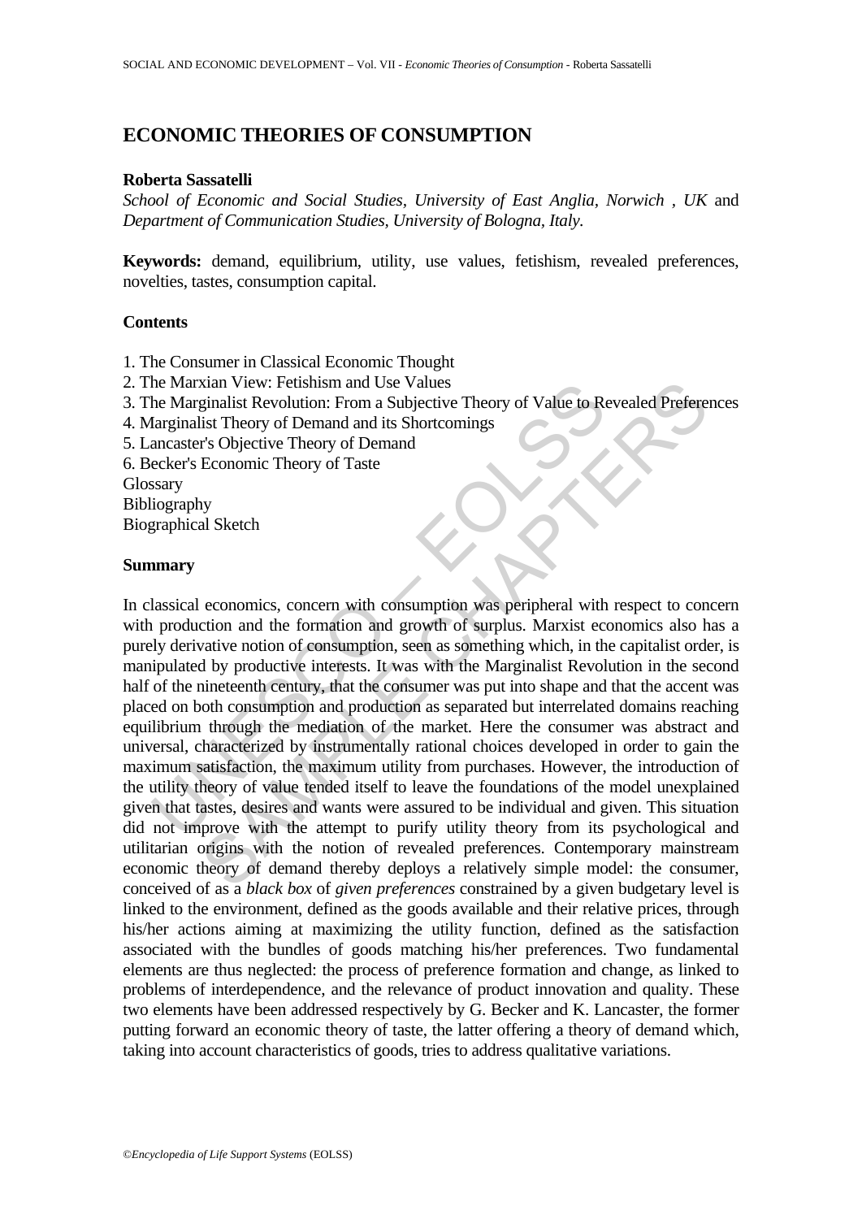# ECONOMIC THEORIES OF CONSUMPTION

**Roberta Sassatelli**

*School of Economic and Social Studies, University of East Anglia, Norwich , UK* and *Department of Communication Studies, University of Bologna, Italy.*

**Keywords:** demand, equilibrium, utility, use values, fetishism, revealed preferences, novelties, tastes, consumption capital.

## Contents

1. The Consumer in Classical Economic Thought
2. The Marxian View: Fetishism and Use Values
3. The Marginalist Revolution: From a Subjective Theory of Value to Revealed Preferences
4. Marginalist Theory of Demand and its Shortcomings
5. Lancaster's Objective Theory of Demand
6. Becker's Economic Theory of Taste

Glossary
Bibliography
Biographical Sketch

## Summary

In classical economics, concern with consumption was peripheral with respect to concern with production and the formation and growth of surplus. Marxist economics also has a purely derivative notion of consumption, seen as something which, in the capitalist order, is manipulated by productive interests. It was with the Marginalist Revolution in the second half of the nineteenth century, that the consumer was put into shape and that the accent was placed on both consumption and production as separated but interrelated domains reaching equilibrium through the mediation of the market. Here the consumer was abstract and universal, characterized by instrumentally rational choices developed in order to gain the maximum satisfaction, the maximum utility from purchases. However, the introduction of the utility theory of value tended itself to leave the foundations of the model unexplained given that tastes, desires and wants were assured to be individual and given. This situation did not improve with the attempt to purify utility theory from its psychological and utilitarian origins with the notion of revealed preferences. Contemporary mainstream economic theory of demand thereby deploys a relatively simple model: the consumer, conceived of as a *black box* of *given preferences* constrained by a given budgetary level is linked to the environment, defined as the goods available and their relative prices, through his/her actions aiming at maximizing the utility function, defined as the satisfaction associated with the bundles of goods matching his/her preferences. Two fundamental elements are thus neglected: the process of preference formation and change, as linked to problems of interdependence, and the relevance of product innovation and quality. These two elements have been addressed respectively by G. Becker and K. Lancaster, the former putting forward an economic theory of taste, the latter offering a theory of demand which, taking into account characteristics of goods, tries to address qualitative variations.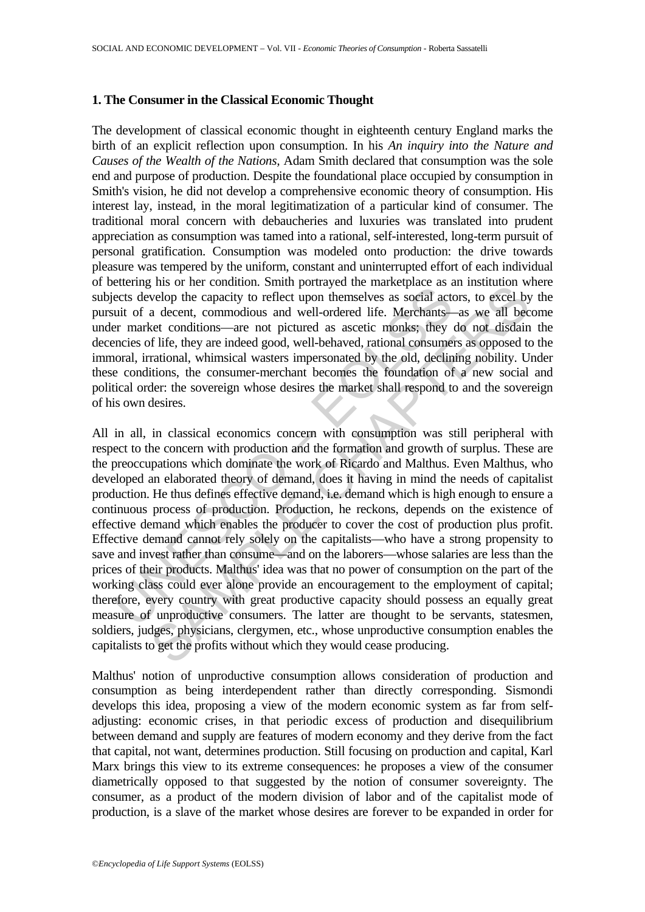### 1. The Consumer in the Classical Economic Thought

The development of classical economic thought in eighteenth century England marks the birth of an explicit reflection upon consumption. In his *An inquiry into the Nature and Causes of the Wealth of the Nations*, Adam Smith declared that consumption was the sole end and purpose of production. Despite the foundational place occupied by consumption in Smith's vision, he did not develop a comprehensive economic theory of consumption. His interest lay, instead, in the moral legitimatization of a particular kind of consumer. The traditional moral concern with debaucheries and luxuries was translated into prudent appreciation as consumption was tamed into a rational, self-interested, long-term pursuit of personal gratification. Consumption was modeled onto production: the drive towards pleasure was tempered by the uniform, constant and uninterrupted effort of each individual of bettering his or her condition. Smith portrayed the marketplace as an institution where subjects develop the capacity to reflect upon themselves as social actors, to excel by the pursuit of a decent, commodious and well-ordered life. Merchants—as we all become under market conditions—are not pictured as ascetic monks; they do not disdain the decencies of life, they are indeed good, well-behaved, rational consumers as opposed to the immoral, irrational, whimsical wasters impersonated by the old, declining nobility. Under these conditions, the consumer-merchant becomes the foundation of a new social and political order: the sovereign whose desires the market shall respond to and the sovereign of his own desires.

All in all, in classical economics concern with consumption was still peripheral with respect to the concern with production and the formation and growth of surplus. These are the preoccupations which dominate the work of Ricardo and Malthus. Even Malthus, who developed an elaborated theory of demand, does it having in mind the needs of capitalist production. He thus defines effective demand, i.e. demand which is high enough to ensure a continuous process of production. Production, he reckons, depends on the existence of effective demand which enables the producer to cover the cost of production plus profit. Effective demand cannot rely solely on the capitalists—who have a strong propensity to save and invest rather than consume—and on the laborers—whose salaries are less than the prices of their products. Malthus' idea was that no power of consumption on the part of the working class could ever alone provide an encouragement to the employment of capital; therefore, every country with great productive capacity should possess an equally great measure of unproductive consumers. The latter are thought to be servants, statesmen, soldiers, judges, physicians, clergymen, etc., whose unproductive consumption enables the capitalists to get the profits without which they would cease producing.

Malthus' notion of unproductive consumption allows consideration of production and consumption as being interdependent rather than directly corresponding. Sismondi develops this idea, proposing a view of the modern economic system as far from self-adjusting: economic crises, in that periodic excess of production and disequilibrium between demand and supply are features of modern economy and they derive from the fact that capital, not want, determines production. Still focusing on production and capital, Karl Marx brings this view to its extreme consequences: he proposes a view of the consumer diametrically opposed to that suggested by the notion of consumer sovereignty. The consumer, as a product of the modern division of labor and of the capitalist mode of production, is a slave of the market whose desires are forever to be expanded in order for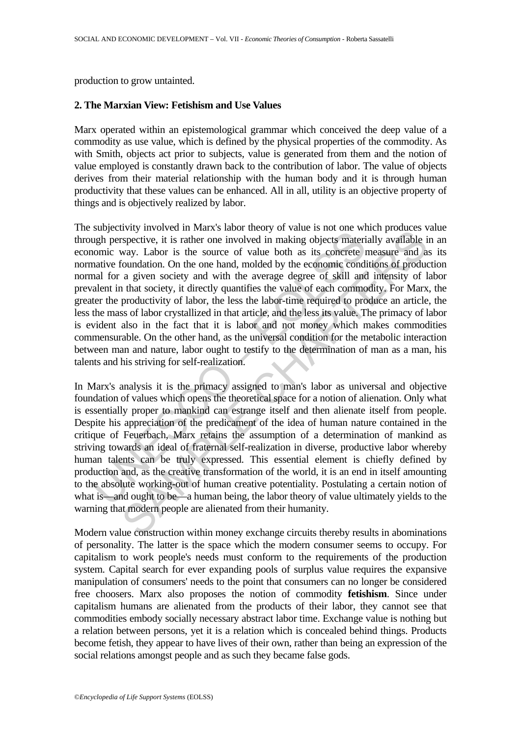production to grow untainted.

## 2. The Marxian View: Fetishism and Use Values

Marx operated within an epistemological grammar which conceived the deep value of a commodity as use value, which is defined by the physical properties of the commodity. As with Smith, objects act prior to subjects, value is generated from them and the notion of value employed is constantly drawn back to the contribution of labor. The value of objects derives from their material relationship with the human body and it is through human productivity that these values can be enhanced. All in all, utility is an objective property of things and is objectively realized by labor.

The subjectivity involved in Marx's labor theory of value is not one which produces value through perspective, it is rather one involved in making objects materially available in an economic way. Labor is the source of value both as its concrete measure and as its normative foundation. On the one hand, molded by the economic conditions of production normal for a given society and with the average degree of skill and intensity of labor prevalent in that society, it directly quantifies the value of each commodity. For Marx, the greater the productivity of labor, the less the labor-time required to produce an article, the less the mass of labor crystallized in that article, and the less its value. The primacy of labor is evident also in the fact that it is labor and not money which makes commodities commensurable. On the other hand, as the universal condition for the metabolic interaction between man and nature, labor ought to testify to the determination of man as a man, his talents and his striving for self-realization.

In Marx's analysis it is the primacy assigned to man's labor as universal and objective foundation of values which opens the theoretical space for a notion of alienation. Only what is essentially proper to mankind can estrange itself and then alienate itself from people. Despite his appreciation of the predicament of the idea of human nature contained in the critique of Feuerbach, Marx retains the assumption of a determination of mankind as striving towards an ideal of fraternal self-realization in diverse, productive labor whereby human talents can be truly expressed. This essential element is chiefly defined by production and, as the creative transformation of the world, it is an end in itself amounting to the absolute working-out of human creative potentiality. Postulating a certain notion of what is—and ought to be—a human being, the labor theory of value ultimately yields to the warning that modern people are alienated from their humanity.

Modern value construction within money exchange circuits thereby results in abominations of personality. The latter is the space which the modern consumer seems to occupy. For capitalism to work people's needs must conform to the requirements of the production system. Capital search for ever expanding pools of surplus value requires the expansive manipulation of consumers' needs to the point that consumers can no longer be considered free choosers. Marx also proposes the notion of commodity **fetishism**. Since under capitalism humans are alienated from the products of their labor, they cannot see that commodities embody socially necessary abstract labor time. Exchange value is nothing but a relation between persons, yet it is a relation which is concealed behind things. Products become fetish, they appear to have lives of their own, rather than being an expression of the social relations amongst people and as such they became false gods.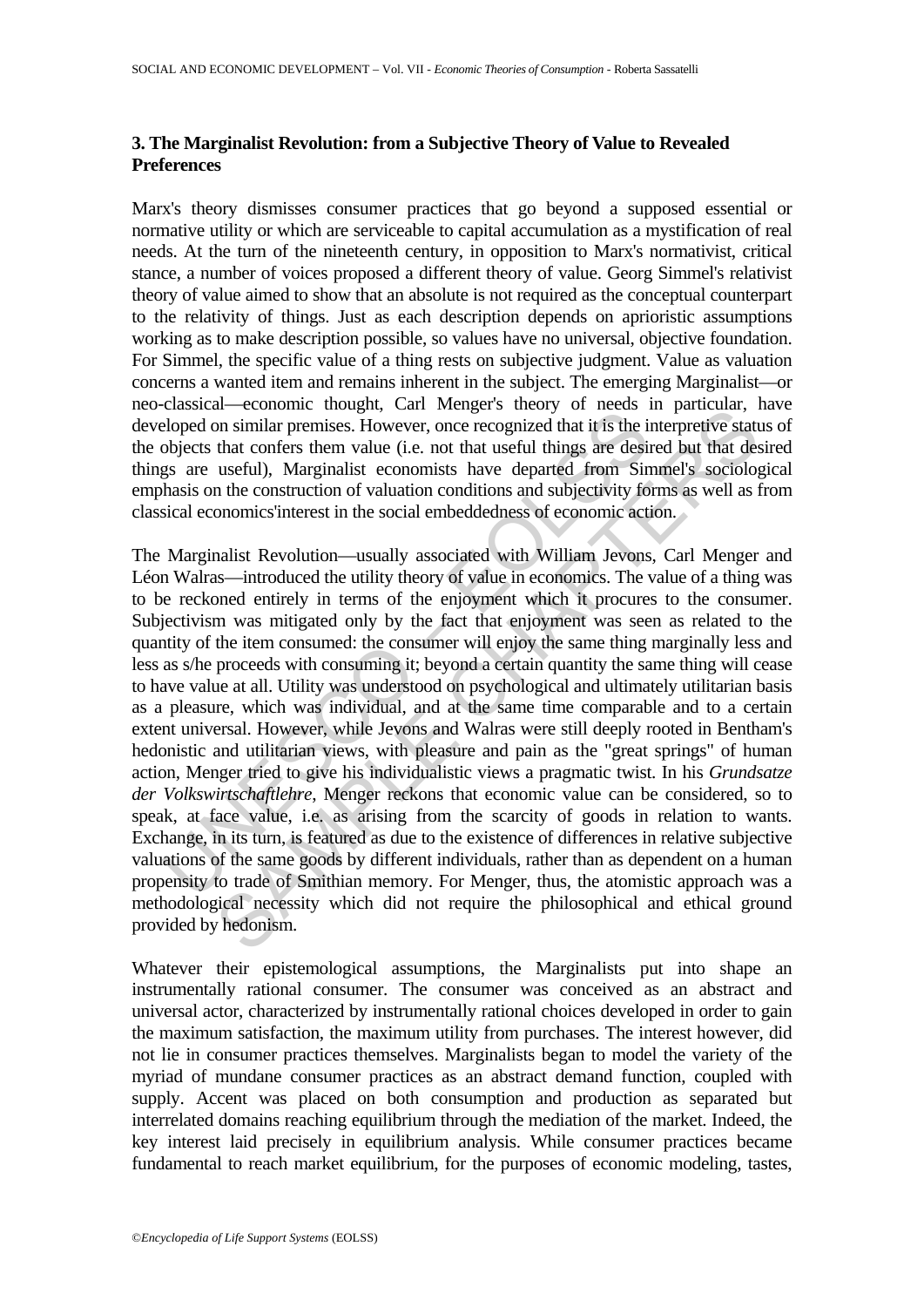### 3. The Marginalist Revolution: from a Subjective Theory of Value to Revealed Preferences

Marx's theory dismisses consumer practices that go beyond a supposed essential or normative utility or which are serviceable to capital accumulation as a mystification of real needs. At the turn of the nineteenth century, in opposition to Marx's normativist, critical stance, a number of voices proposed a different theory of value. Georg Simmel's relativist theory of value aimed to show that an absolute is not required as the conceptual counterpart to the relativity of things. Just as each description depends on aprioristic assumptions working as to make description possible, so values have no universal, objective foundation. For Simmel, the specific value of a thing rests on subjective judgment. Value as valuation concerns a wanted item and remains inherent in the subject. The emerging Marginalist—or neo-classical—economic thought, Carl Menger's theory of needs in particular, have developed on similar premises. However, once recognized that it is the interpretive status of the objects that confers them value (i.e. not that useful things are desired but that desired things are useful), Marginalist economists have departed from Simmel's sociological emphasis on the construction of valuation conditions and subjectivity forms as well as from classical economics'interest in the social embeddedness of economic action.

The Marginalist Revolution—usually associated with William Jevons, Carl Menger and Léon Walras—introduced the utility theory of value in economics. The value of a thing was to be reckoned entirely in terms of the enjoyment which it procures to the consumer. Subjectivism was mitigated only by the fact that enjoyment was seen as related to the quantity of the item consumed: the consumer will enjoy the same thing marginally less and less as s/he proceeds with consuming it; beyond a certain quantity the same thing will cease to have value at all. Utility was understood on psychological and ultimately utilitarian basis as a pleasure, which was individual, and at the same time comparable and to a certain extent universal. However, while Jevons and Walras were still deeply rooted in Bentham's hedonistic and utilitarian views, with pleasure and pain as the "great springs" of human action, Menger tried to give his individualistic views a pragmatic twist. In his *Grundsatze der Volkswirtschaftlehre*, Menger reckons that economic value can be considered, so to speak, at face value, i.e. as arising from the scarcity of goods in relation to wants. Exchange, in its turn, is featured as due to the existence of differences in relative subjective valuations of the same goods by different individuals, rather than as dependent on a human propensity to trade of Smithian memory. For Menger, thus, the atomistic approach was a methodological necessity which did not require the philosophical and ethical ground provided by hedonism.

Whatever their epistemological assumptions, the Marginalists put into shape an instrumentally rational consumer. The consumer was conceived as an abstract and universal actor, characterized by instrumentally rational choices developed in order to gain the maximum satisfaction, the maximum utility from purchases. The interest however, did not lie in consumer practices themselves. Marginalists began to model the variety of the myriad of mundane consumer practices as an abstract demand function, coupled with supply. Accent was placed on both consumption and production as separated but interrelated domains reaching equilibrium through the mediation of the market. Indeed, the key interest laid precisely in equilibrium analysis. While consumer practices became fundamental to reach market equilibrium, for the purposes of economic modeling, tastes,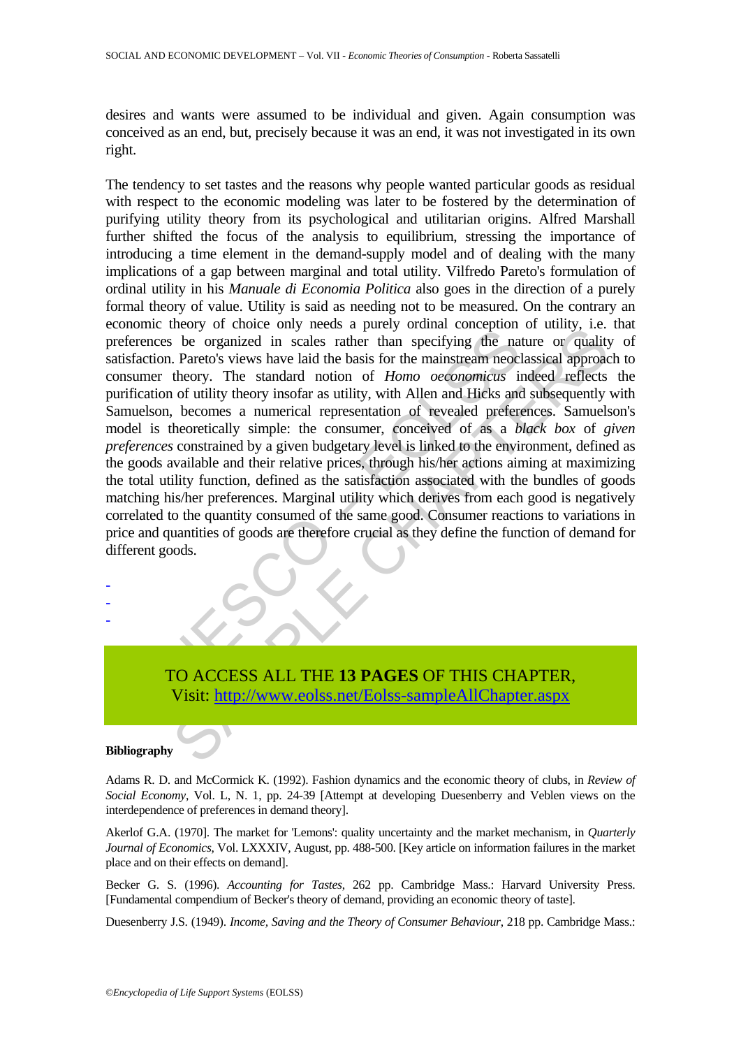desires and wants were assumed to be individual and given. Again consumption was conceived as an end, but, precisely because it was an end, it was not investigated in its own right.

The tendency to set tastes and the reasons why people wanted particular goods as residual with respect to the economic modeling was later to be fostered by the determination of purifying utility theory from its psychological and utilitarian origins. Alfred Marshall further shifted the focus of the analysis to equilibrium, stressing the importance of introducing a time element in the demand-supply model and of dealing with the many implications of a gap between marginal and total utility. Vilfredo Pareto's formulation of ordinal utility in his *Manuale di Economia Politica* also goes in the direction of a purely formal theory of value. Utility is said as needing not to be measured. On the contrary an economic theory of choice only needs a purely ordinal conception of utility, i.e. that preferences be organized in scales rather than specifying the nature or quality of satisfaction. Pareto's views have laid the basis for the mainstream neoclassical approach to consumer theory. The standard notion of *Homo oeconomicus* indeed reflects the purification of utility theory insofar as utility, with Allen and Hicks and subsequently with Samuelson, becomes a numerical representation of revealed preferences. Samuelson's model is theoretically simple: the consumer, conceived of as a *black box* of *given preferences* constrained by a given budgetary level is linked to the environment, defined as the goods available and their relative prices, through his/her actions aiming at maximizing the total utility function, defined as the satisfaction associated with the bundles of goods matching his/her preferences. Marginal utility which derives from each good is negatively correlated to the quantity consumed of the same good. Consumer reactions to variations in price and quantities of goods are therefore crucial as they define the function of demand for different goods.

-
-
-

TO ACCESS ALL THE **13 PAGES** OF THIS CHAPTER,
Visit: http://www.eolss.net/Eolss-sampleAllChapter.aspx

**Bibliography**

Adams R. D. and McCormick K. (1992). Fashion dynamics and the economic theory of clubs, in *Review of Social Economy*, Vol. L, N. 1, pp. 24-39 [Attempt at developing Duesenberry and Veblen views on the interdependence of preferences in demand theory].

Akerlof G.A. (1970]. The market for 'Lemons': quality uncertainty and the market mechanism, in *Quarterly Journal of Economics*, Vol. LXXXIV, August, pp. 488-500. [Key article on information failures in the market place and on their effects on demand].

Becker G. S. (1996). *Accounting for Tastes*, 262 pp. Cambridge Mass.: Harvard University Press. [Fundamental compendium of Becker's theory of demand, providing an economic theory of taste].

Duesenberry J.S. (1949). *Income, Saving and the Theory of Consumer Behaviour*, 218 pp. Cambridge Mass.: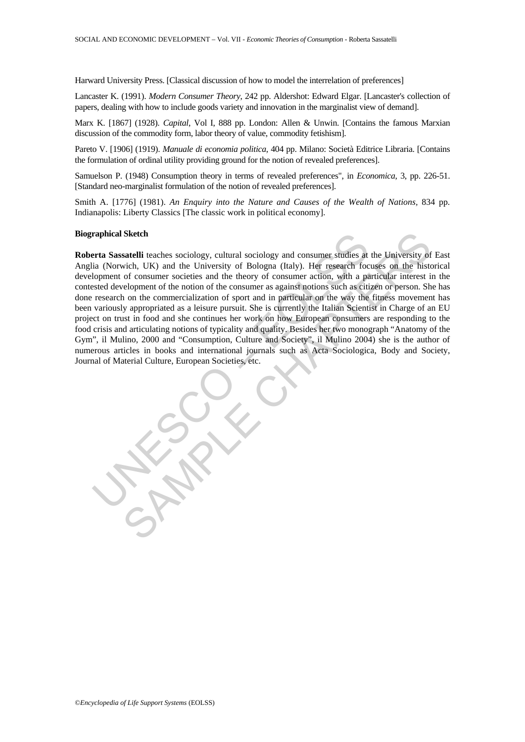Harward University Press. [Classical discussion of how to model the interrelation of preferences]

Lancaster K. (1991). *Modern Consumer Theory*, 242 pp. Aldershot: Edward Elgar. [Lancaster's collection of papers, dealing with how to include goods variety and innovation in the marginalist view of demand].

Marx K. [1867] (1928). *Capital*, Vol I, 888 pp. London: Allen & Unwin. [Contains the famous Marxian discussion of the commodity form, labor theory of value, commodity fetishism].

Pareto V. [1906] (1919). *Manuale di economia politica*, 404 pp. Milano: Società Editrice Libraria. [Contains the formulation of ordinal utility providing ground for the notion of revealed preferences].

Samuelson P. (1948) Consumption theory in terms of revealed preferences", in *Economica*, 3, pp. 226-51. [Standard neo-marginalist formulation of the notion of revealed preferences].

Smith A. [1776] (1981). *An Enquiry into the Nature and Causes of the Wealth of Nations*, 834 pp. Indianapolis: Liberty Classics [The classic work in political economy].

**Biographical Sketch**

**Roberta Sassatelli** teaches sociology, cultural sociology and consumer studies at the University of East Anglia (Norwich, UK) and the University of Bologna (Italy). Her research focuses on the historical development of consumer societies and the theory of consumer action, with a particular interest in the contested development of the notion of the consumer as against notions such as citizen or person. She has done research on the commercialization of sport and in particular on the way the fitness movement has been variously appropriated as a leisure pursuit. She is currently the Italian Scientist in Charge of an EU project on trust in food and she continues her work on how European consumers are responding to the food crisis and articulating notions of typicality and quality. Besides her two monograph "Anatomy of the Gym", il Mulino, 2000 and "Consumption, Culture and Society", il Mulino 2004) she is the author of numerous articles in books and international journals such as Acta Sociologica, Body and Society, Journal of Material Culture, European Societies, etc.